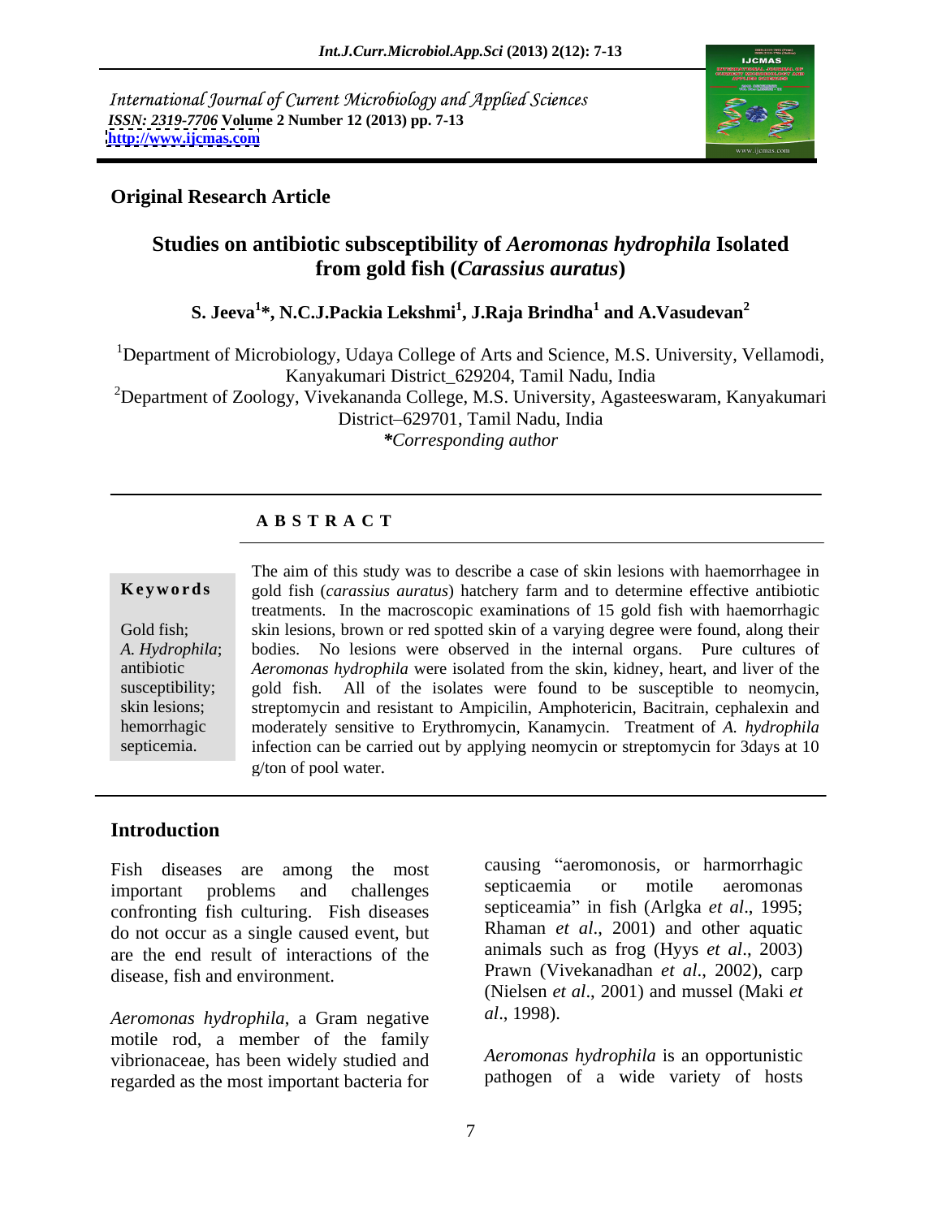International Journal of Current Microbiology and Applied Sciences
*ISSN: 2319-7706* **Volume 2 Number 12 (2013) pp. 7-13**
**http://www.ijcmas.com**

**Original Research Article**

# Studies on antibiotic subsceptibility of *Aeromonas hydrophila* Isolated from gold fish (*Carassius auratus*)

**S. Jeeva[1]\*, N.C.J.Packia Lekshmi[1], J.Raja Brindha[1] and A.Vasudevan[2]**

[1]Department of Microbiology, Udaya College of Arts and Science, M.S. University, Vellamodi, Kanyakumari District_629204, Tamil Nadu, India

[2]Department of Zoology, Vivekananda College, M.S. University, Agasteeswaram, Kanyakumari District–629701, Tamil Nadu, India

*\*Corresponding author*

## A B S T R A C T

**Keywords**

Gold fish; *A. Hydrophila*; antibiotic susceptibility; skin lesions; hemorrhagic septicemia.

The aim of this study was to describe a case of skin lesions with haemorrhagee in gold fish (*carassius auratus*) hatchery farm and to determine effective antibiotic treatments. In the macroscopic examinations of 15 gold fish with haemorrhagic skin lesions, brown or red spotted skin of a varying degree were found, along their bodies. No lesions were observed in the internal organs. Pure cultures of *Aeromonas hydrophila* were isolated from the skin, kidney, heart, and liver of the gold fish. All of the isolates were found to be susceptible to neomycin, streptomycin and resistant to Ampicilin, Amphotericin, Bacitrain, cephalexin and moderately sensitive to Erythromycin, Kanamycin. Treatment of *A. hydrophila* infection can be carried out by applying neomycin or streptomycin for 3days at 10 g/ton of pool water.

## Introduction

Fish diseases are among the most important problems and challenges confronting fish culturing. Fish diseases do not occur as a single caused event, but are the end result of interactions of the disease, fish and environment.

*Aeromonas hydrophila*, a Gram negative motile rod, a member of the family vibrionaceae, has been widely studied and regarded as the most important bacteria for causing "aeromonosis, or harmorrhagic septicaemia or motile aeromonas septiceamia" in fish (Arlgka *et al*., 1995; Rhaman *et al*., 2001) and other aquatic animals such as frog (Hyys *et al*., 2003) Prawn (Vivekanadhan *et al*., 2002), carp (Nielsen *et al*., 2001) and mussel (Maki *et al*., 1998).

*Aeromonas hydrophila* is an opportunistic pathogen of a wide variety of hosts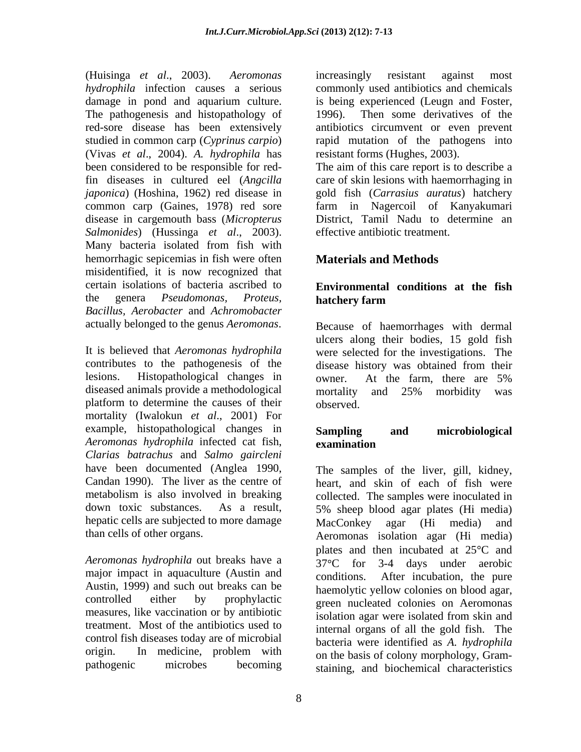(Huisinga *et al*., 2003). *Aeromonas hydrophila* infection causes a serious damage in pond and aquarium culture. The pathogenesis and histopathology of red-sore disease has been extensively studied in common carp (*Cyprinus carpio*) (Vivas *et al*., 2004). *A. hydrophila* has been considered to be responsible for red-fin diseases in cultured eel (*Angcilla japonica*) (Hoshina, 1962) red disease in common carp (Gaines, 1978) red sore disease in cargemouth bass (*Micropterus Salmonides*) (Hussinga *et al*., 2003). Many bacteria isolated from fish with hemorrhagic sepicemias in fish were often misidentified, it is now recognized that certain isolations of bacteria ascribed to the genera *Pseudomonas, Proteus, Bacillus, Aerobacter* and *Achromobacter* actually belonged to the genus *Aeromonas*.

It is believed that *Aeromonas hydrophila* contributes to the pathogenesis of the lesions. Histopathological changes in diseased animals provide a methodological platform to determine the causes of their mortality (Iwalokun *et al*., 2001) For example, histopathological changes in *Aeromonas hydrophila* infected cat fish, *Clarias batrachus* and *Salmo gaircleni* have been documented (Anglea 1990, Candan 1990). The liver as the centre of metabolism is also involved in breaking down toxic substances. As a result, hepatic cells are subjected to more damage than cells of other organs.

*Aeromonas hydrophila* out breaks have a major impact in aquaculture (Austin and Austin, 1999) and such out breaks can be controlled either by prophylactic measures, like vaccination or by antibiotic treatment. Most of the antibiotics used to control fish diseases today are of microbial origin. In medicine, problem with pathogenic microbes becoming increasingly resistant against most commonly used antibiotics and chemicals is being experienced (Leugn and Foster, 1996). Then some derivatives of the antibiotics circumvent or even prevent rapid mutation of the pathogens into resistant forms (Hughes, 2003).

The aim of this care report is to describe a care of skin lesions with haemorrhaging in gold fish (*Carrasius auratus*) hatchery farm in Nagercoil of Kanyakumari District, Tamil Nadu to determine an effective antibiotic treatment.

## Materials and Methods

### Environmental conditions at the fish hatchery farm

Because of haemorrhages with dermal ulcers along their bodies, 15 gold fish were selected for the investigations. The disease history was obtained from their owner. At the farm, there are 5% mortality and 25% morbidity was observed.

### Sampling and microbiological examination

The samples of the liver, gill, kidney, heart, and skin of each of fish were collected. The samples were inoculated in 5% sheep blood agar plates (Hi media) MacConkey agar (Hi media) and Aeromonas isolation agar (Hi media) plates and then incubated at 25°C and 37°C for 3-4 days under aerobic conditions. After incubation, the pure haemolytic yellow colonies on blood agar, green nucleated colonies on Aeromonas isolation agar were isolated from skin and internal organs of all the gold fish. The bacteria were identified as *A. hydrophila* on the basis of colony morphology, Gram-staining, and biochemical characteristics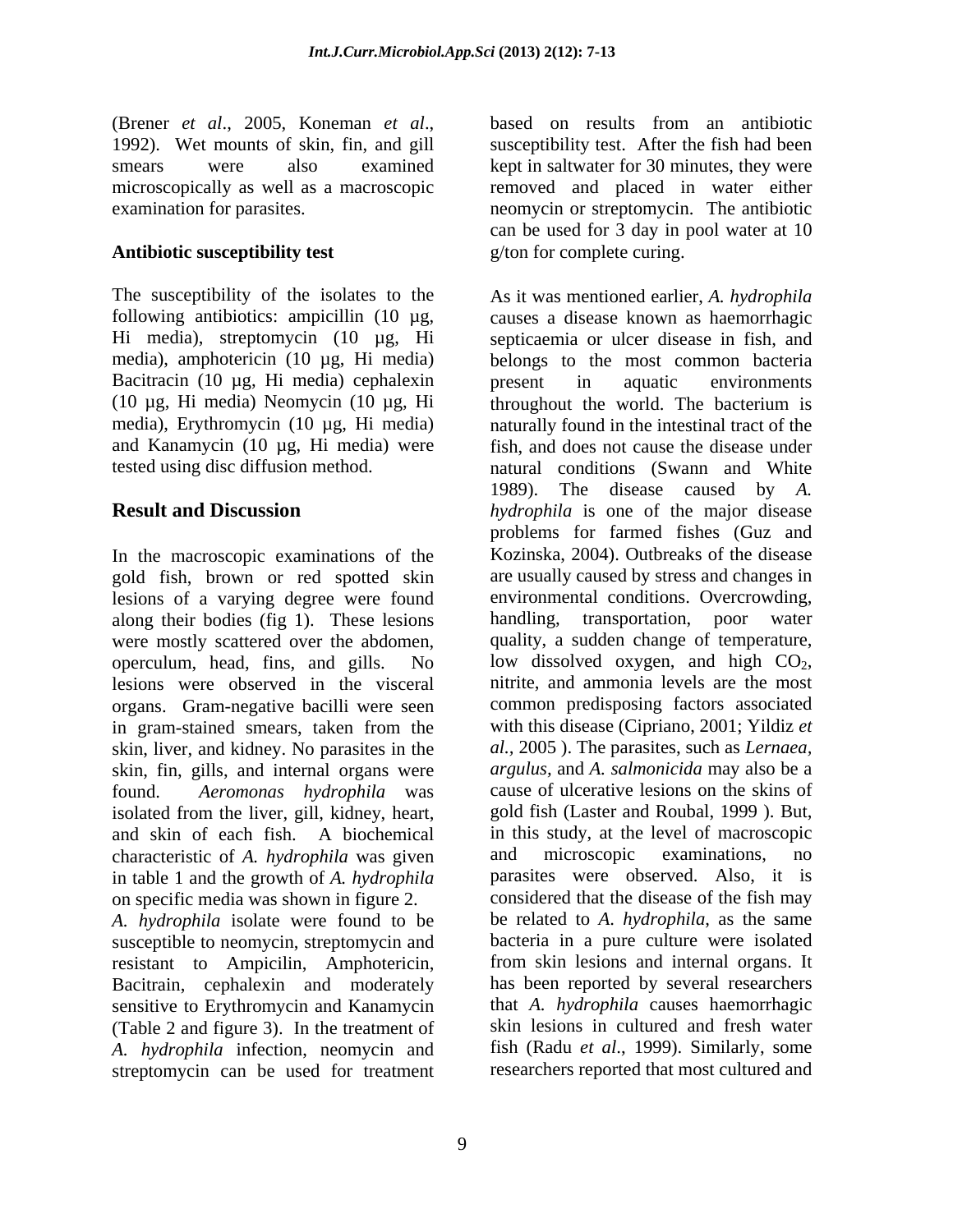(Brener *et al*., 2005, Koneman *et al*., 1992). Wet mounts of skin, fin, and gill smears were also examined microscopically as well as a macroscopic examination for parasites.

### Antibiotic susceptibility test

The susceptibility of the isolates to the following antibiotics: ampicillin (10 µg, Hi media), streptomycin (10 µg, Hi media), amphotericin (10 µg, Hi media) Bacitracin (10 µg, Hi media) cephalexin (10 µg, Hi media) Neomycin (10 µg, Hi media), Erythromycin (10 µg, Hi media) and Kanamycin (10 µg, Hi media) were tested using disc diffusion method.

## Result and Discussion

In the macroscopic examinations of the gold fish, brown or red spotted skin lesions of a varying degree were found along their bodies (fig 1). These lesions were mostly scattered over the abdomen, operculum, head, fins, and gills. No lesions were observed in the visceral organs. Gram-negative bacilli were seen in gram-stained smears, taken from the skin, liver, and kidney. No parasites in the skin, fin, gills, and internal organs were found. *Aeromonas hydrophila* was isolated from the liver, gill, kidney, heart, and skin of each fish. A biochemical characteristic of *A. hydrophila* was given in table 1 and the growth of *A. hydrophila* on specific media was shown in figure 2.

*A. hydrophila* isolate were found to be susceptible to neomycin, streptomycin and resistant to Ampicilin, Amphotericin, Bacitrain, cephalexin and moderately sensitive to Erythromycin and Kanamycin (Table 2 and figure 3). In the treatment of *A. hydrophila* infection, neomycin and streptomycin can be used for treatment based on results from an antibiotic susceptibility test. After the fish had been kept in saltwater for 30 minutes, they were removed and placed in water either neomycin or streptomycin. The antibiotic can be used for 3 day in pool water at 10 g/ton for complete curing.

As it was mentioned earlier, *A. hydrophila* causes a disease known as haemorrhagic septicaemia or ulcer disease in fish, and belongs to the most common bacteria present in aquatic environments throughout the world. The bacterium is naturally found in the intestinal tract of the fish, and does not cause the disease under natural conditions (Swann and White 1989). The disease caused by *A. hydrophila* is one of the major disease problems for farmed fishes (Guz and Kozinska, 2004). Outbreaks of the disease are usually caused by stress and changes in environmental conditions. Overcrowding, handling, transportation, poor water quality, a sudden change of temperature, low dissolved oxygen, and high $CO_2$, nitrite, and ammonia levels are the most common predisposing factors associated with this disease (Cipriano, 2001; Yildiz *et al.*, 2005 ). The parasites, such as *Lernaea, argulus,* and *A. salmonicida* may also be a cause of ulcerative lesions on the skins of gold fish (Laster and Roubal, 1999 ). But, in this study, at the level of macroscopic and microscopic examinations, no parasites were observed. Also, it is considered that the disease of the fish may be related to *A. hydrophila*, as the same bacteria in a pure culture were isolated from skin lesions and internal organs. It has been reported by several researchers that *A. hydrophila* causes haemorrhagic skin lesions in cultured and fresh water fish (Radu *et al*., 1999). Similarly, some researchers reported that most cultured and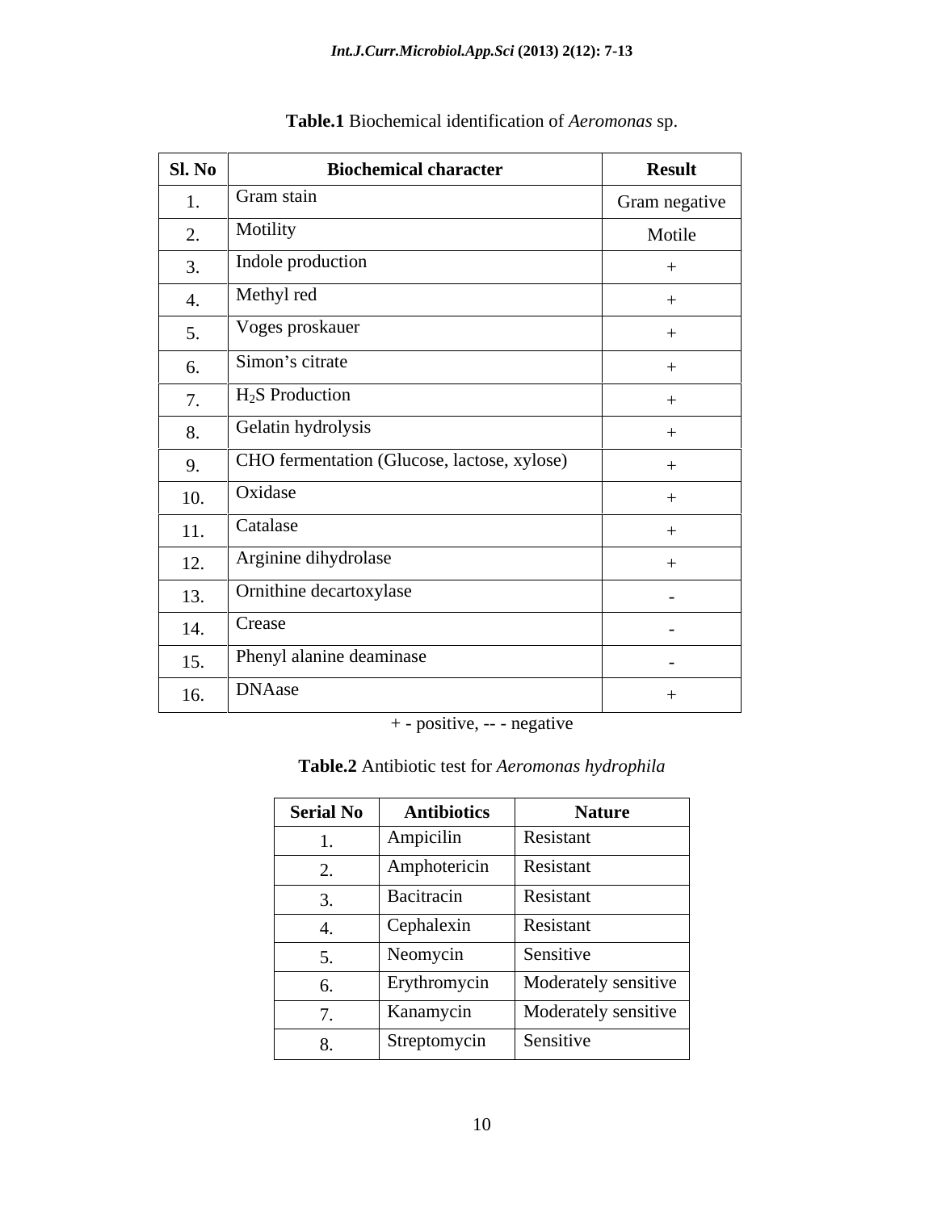**Table.1** Biochemical identification of *Aeromonas* sp.

| Sl. No | Biochemical character | Result |
|---|---|---|
| 1. | Gram stain | Gram negative |
| 2. | Motility | Motile |
| 3. | Indole production | + |
| 4. | Methyl red | + |
| 5. | Voges proskauer | + |
| 6. | Simon's citrate | + |
| 7. | $H_2S$ Production | + |
| 8. | Gelatin hydrolysis | + |
| 9. | CHO fermentation (Glucose, lactose, xylose) | + |
| 10. | Oxidase | + |
| 11. | Catalase | + |
| 12. | Arginine dihydrolase | + |
| 13. | Ornithine decartoxylase | - |
| 14. | Crease | - |
| 15. | Phenyl alanine deaminase | - |
| 16. | DNAase | + |

+ - positive, -- - negative

**Table.2** Antibiotic test for *Aeromonas hydrophila*

| Serial No | Antibiotics | Nature |
|---|---|---|
| 1. | Ampicilin | Resistant |
| 2. | Amphotericin | Resistant |
| 3. | Bacitracin | Resistant |
| 4. | Cephalexin | Resistant |
| 5. | Neomycin | Sensitive |
| 6. | Erythromycin | Moderately sensitive |
| 7. | Kanamycin | Moderately sensitive |
| 8. | Streptomycin | Sensitive |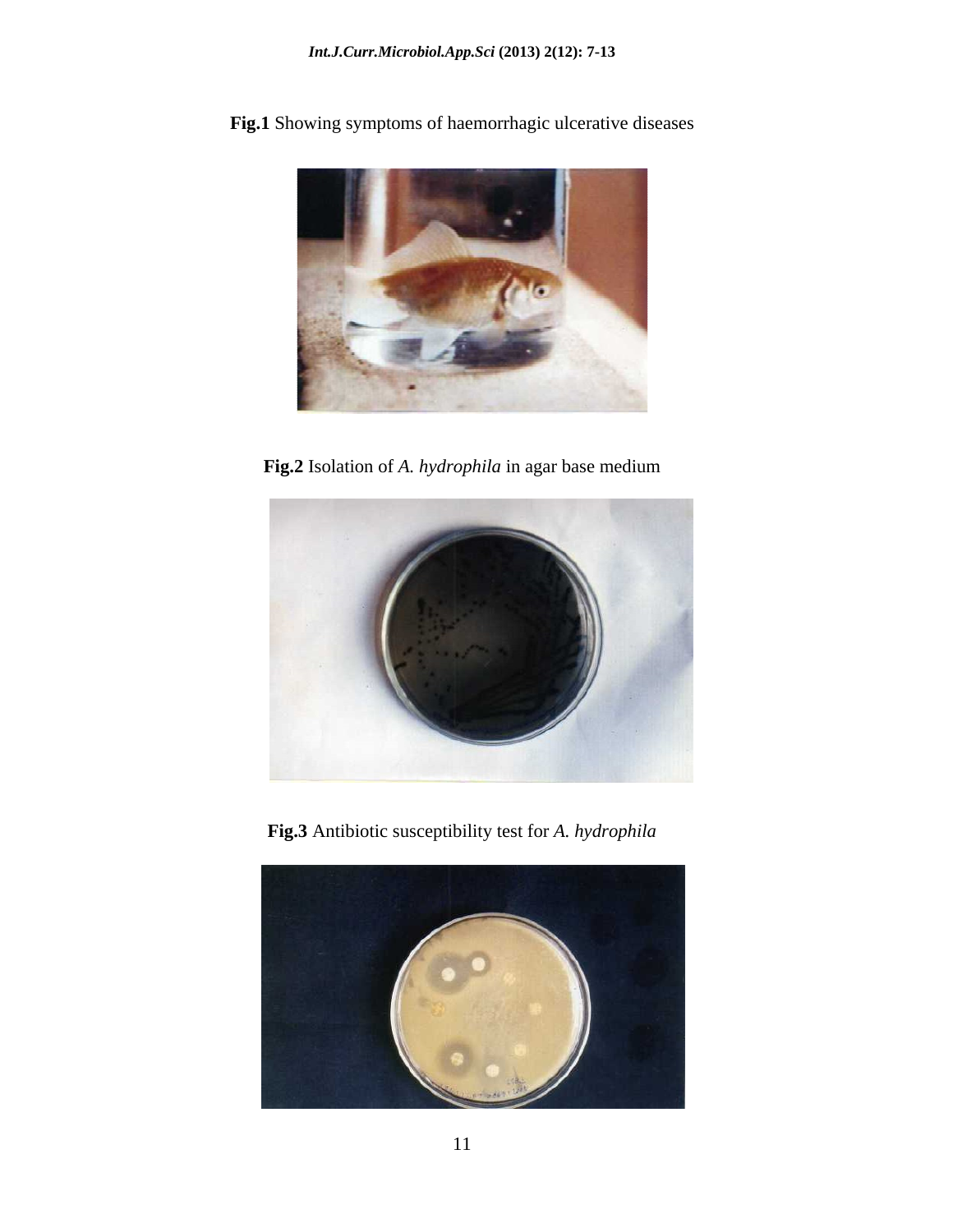**Fig.1** Showing symptoms of haemorrhagic ulcerative diseases

**Fig.2** Isolation of *A. hydrophila* in agar base medium

**Fig.3** Antibiotic susceptibility test for *A. hydrophila*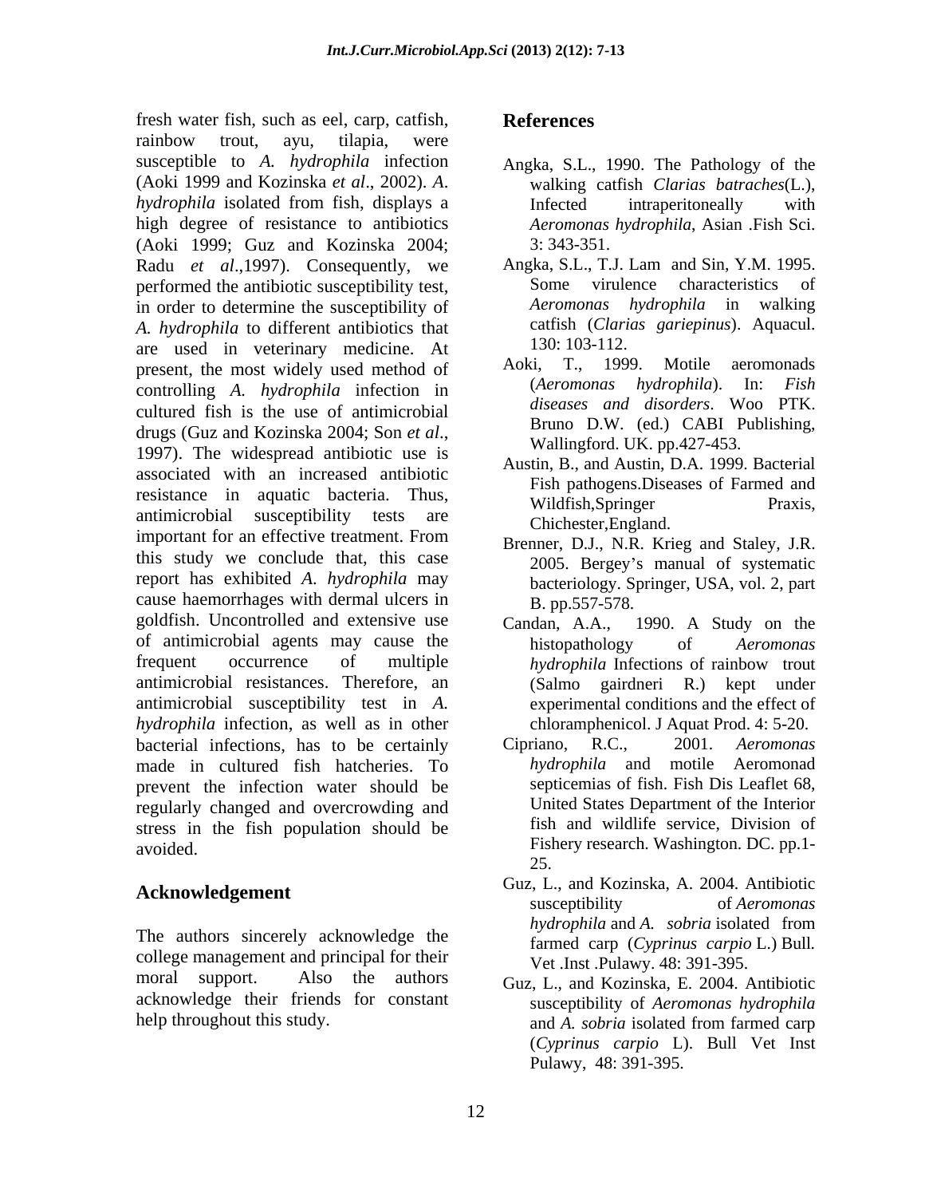fresh water fish, such as eel, carp, catfish, rainbow trout, ayu, tilapia, were susceptible to *A. hydrophila* infection (Aoki 1999 and Kozinska *et al*., 2002). *A. hydrophila* isolated from fish, displays a high degree of resistance to antibiotics (Aoki 1999; Guz and Kozinska 2004; Radu *et al*.,1997). Consequently, we performed the antibiotic susceptibility test, in order to determine the susceptibility of *A. hydrophila* to different antibiotics that are used in veterinary medicine. At present, the most widely used method of controlling *A. hydrophila* infection in cultured fish is the use of antimicrobial drugs (Guz and Kozinska 2004; Son *et al*., 1997). The widespread antibiotic use is associated with an increased antibiotic resistance in aquatic bacteria. Thus, antimicrobial susceptibility tests are important for an effective treatment. From this study we conclude that, this case report has exhibited *A. hydrophila* may cause haemorrhages with dermal ulcers in goldfish. Uncontrolled and extensive use of antimicrobial agents may cause the frequent occurrence of multiple antimicrobial resistances. Therefore, an antimicrobial susceptibility test in *A. hydrophila* infection, as well as in other bacterial infections, has to be certainly made in cultured fish hatcheries. To prevent the infection water should be regularly changed and overcrowding and stress in the fish population should be avoided.

## Acknowledgement

The authors sincerely acknowledge the college management and principal for their moral support. Also the authors acknowledge their friends for constant help throughout this study.

## References

Angka, S.L., 1990. The Pathology of the walking catfish *Clarias batraches*(L.), Infected intraperitoneally with *Aeromonas hydrophila*, Asian .Fish Sci. 3: 343-351.

Angka, S.L., T.J. Lam and Sin, Y.M. 1995. Some virulence characteristics of *Aeromonas hydrophila* in walking catfish (*Clarias gariepinus*). Aquacul. 130: 103-112.

Aoki, T., 1999. Motile aeromonads (*Aeromonas hydrophila*). In: *Fish diseases and disorders*. Woo PTK. Bruno D.W. (ed.) CABI Publishing, Wallingford. UK. pp.427-453.

Austin, B., and Austin, D.A. 1999. Bacterial Fish pathogens.Diseases of Farmed and Wildfish,Springer Praxis, Chichester,England.

Brenner, D.J., N.R. Krieg and Staley, J.R. 2005. Bergey's manual of systematic bacteriology. Springer, USA, vol. 2, part B. pp.557-578.

Candan, A.A., 1990. A Study on the histopathology of *Aeromonas hydrophila* Infections of rainbow trout (Salmo gairdneri R.) kept under experimental conditions and the effect of chloramphenicol. J Aquat Prod. 4: 5-20.

Cipriano, R.C., 2001. *Aeromonas hydrophila* and motile Aeromonad septicemias of fish. Fish Dis Leaflet 68, United States Department of the Interior fish and wildlife service, Division of Fishery research. Washington. DC. pp.1-25.

Guz, L., and Kozinska, A. 2004. Antibiotic susceptibility of *Aeromonas hydrophila* and *A. sobria* isolated from farmed carp (*Cyprinus carpio* L.) Bull. Vet .Inst .Pulawy. 48: 391-395.

Guz, L., and Kozinska, E. 2004. Antibiotic susceptibility of *Aeromonas hydrophila* and *A. sobria* isolated from farmed carp (*Cyprinus carpio* L). Bull Vet Inst Pulawy, 48: 391-395.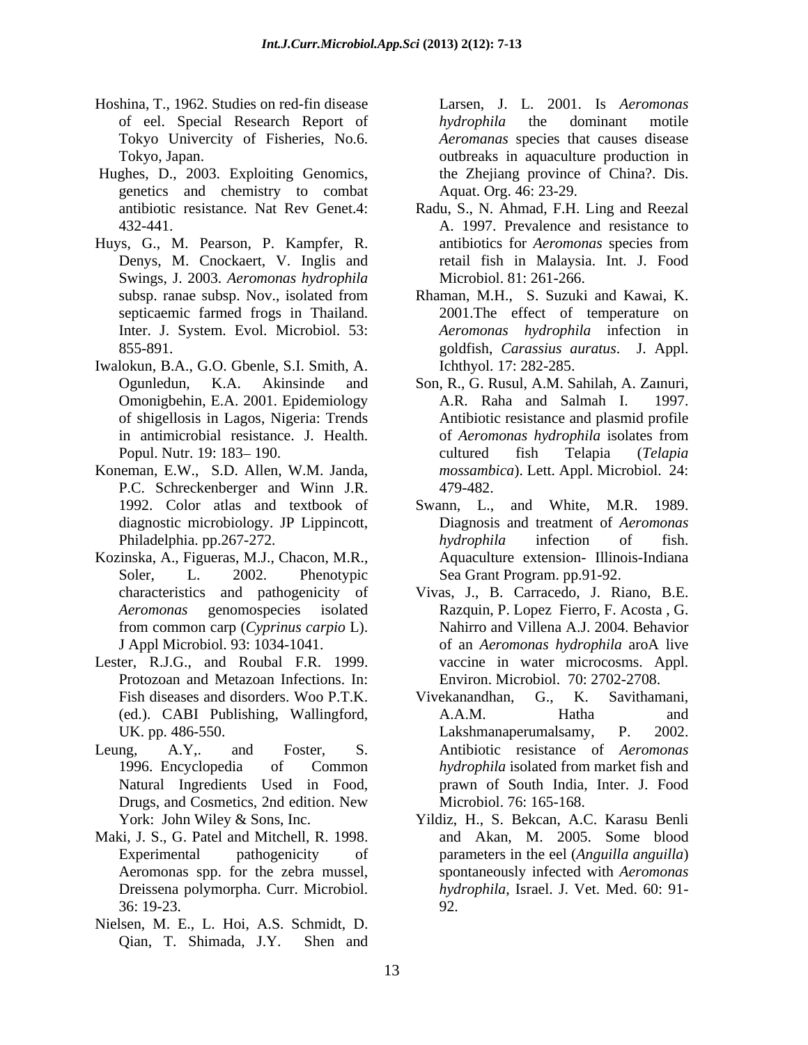Hoshina, T., 1962. Studies on red-fin disease of eel. Special Research Report of Tokyo Univercity of Fisheries, No.6. Tokyo, Japan.

Hughes, D., 2003. Exploiting Genomics, genetics and chemistry to combat antibiotic resistance. Nat Rev Genet.4: 432-441.

Huys, G., M. Pearson, P. Kampfer, R. Denys, M. Cnockaert, V. Inglis and Swings, J. 2003. *Aeromonas hydrophila* subsp. ranae subsp. Nov., isolated from septicaemic farmed frogs in Thailand. Inter. J. System. Evol. Microbiol. 53: 855-891.

Iwalokun, B.A., G.O. Gbenle, S.I. Smith, A. Ogunledun, K.A. Akinsinde and Omonigbehin, E.A. 2001. Epidemiology of shigellosis in Lagos, Nigeria: Trends in antimicrobial resistance. J. Health. Popul. Nutr. 19: 183– 190.

Koneman, E.W., S.D. Allen, W.M. Janda, P.C. Schreckenberger and Winn J.R. 1992. Color atlas and textbook of diagnostic microbiology. JP Lippincott, Philadelphia. pp.267-272.

Kozinska, A., Figueras, M.J., Chacon, M.R., Soler, L. 2002. Phenotypic characteristics and pathogenicity of *Aeromonas* genomospecies isolated from common carp (*Cyprinus carpio* L). J Appl Microbiol. 93: 1034-1041.

Lester, R.J.G., and Roubal F.R. 1999. Protozoan and Metazoan Infections. In: Fish diseases and disorders. Woo P.T.K. (ed.). CABI Publishing, Wallingford, UK. pp. 486-550.

Leung, A.Y,. and Foster, S. 1996. Encyclopedia of Common Natural Ingredients Used in Food, Drugs, and Cosmetics, 2nd edition. New York: John Wiley & Sons, Inc.

Maki, J. S., G. Patel and Mitchell, R. 1998. Experimental pathogenicity of Aeromonas spp. for the zebra mussel, Dreissena polymorpha. Curr. Microbiol. 36: 19-23.

Nielsen, M. E., L. Hoi, A.S. Schmidt, D. Qian, T. Shimada, J.Y. Shen and Larsen, J. L. 2001. Is *Aeromonas hydrophila* the dominant motile *Aeromanas* species that causes disease outbreaks in aquaculture production in the Zhejiang province of China?. Dis. Aquat. Org. 46: 23-29.

Radu, S., N. Ahmad, F.H. Ling and Reezal A. 1997. Prevalence and resistance to antibiotics for *Aeromonas* species from retail fish in Malaysia. Int. J. Food Microbiol. 81: 261-266.

Rhaman, M.H., S. Suzuki and Kawai, K. 2001.The effect of temperature on *Aeromonas hydrophila* infection in goldfish, *Carassius auratus*. J. Appl. Ichthyol. 17: 282-285.

Son, R., G. Rusul, A.M. Sahilah, A. Zaınuri, A.R. Raha and Salmah I. 1997. Antibiotic resistance and plasmid profile of *Aeromonas hydrophila* isolates from cultured fish Telapia (*Telapia mossambica*). Lett. Appl. Microbiol. 24: 479-482.

Swann, L., and White, M.R. 1989. Diagnosis and treatment of *Aeromonas hydrophila* infection of fish. Aquaculture extension- Illinois-Indiana Sea Grant Program. pp.91-92.

Vivas, J., B. Carracedo, J. Riano, B.E. Razquin, P. Lopez Fierro, F. Acosta , G. Nahirro and Villena A.J. 2004. Behavior of an *Aeromonas hydrophila* aroA live vaccine in water microcosms. Appl. Environ. Microbiol. 70: 2702-2708.

Vivekanandhan, G., K. Savithamani, A.A.M. Hatha and Lakshmanaperumalsamy, P. 2002. Antibiotic resistance of *Aeromonas hydrophila* isolated from market fish and prawn of South India, Inter. J. Food Microbiol. 76: 165-168.

Yildiz, H., S. Bekcan, A.C. Karasu Benli and Akan, M. 2005. Some blood parameters in the eel (*Anguilla anguilla*) spontaneously infected with *Aeromonas hydrophila*, Israel. J. Vet. Med. 60: 91-92.